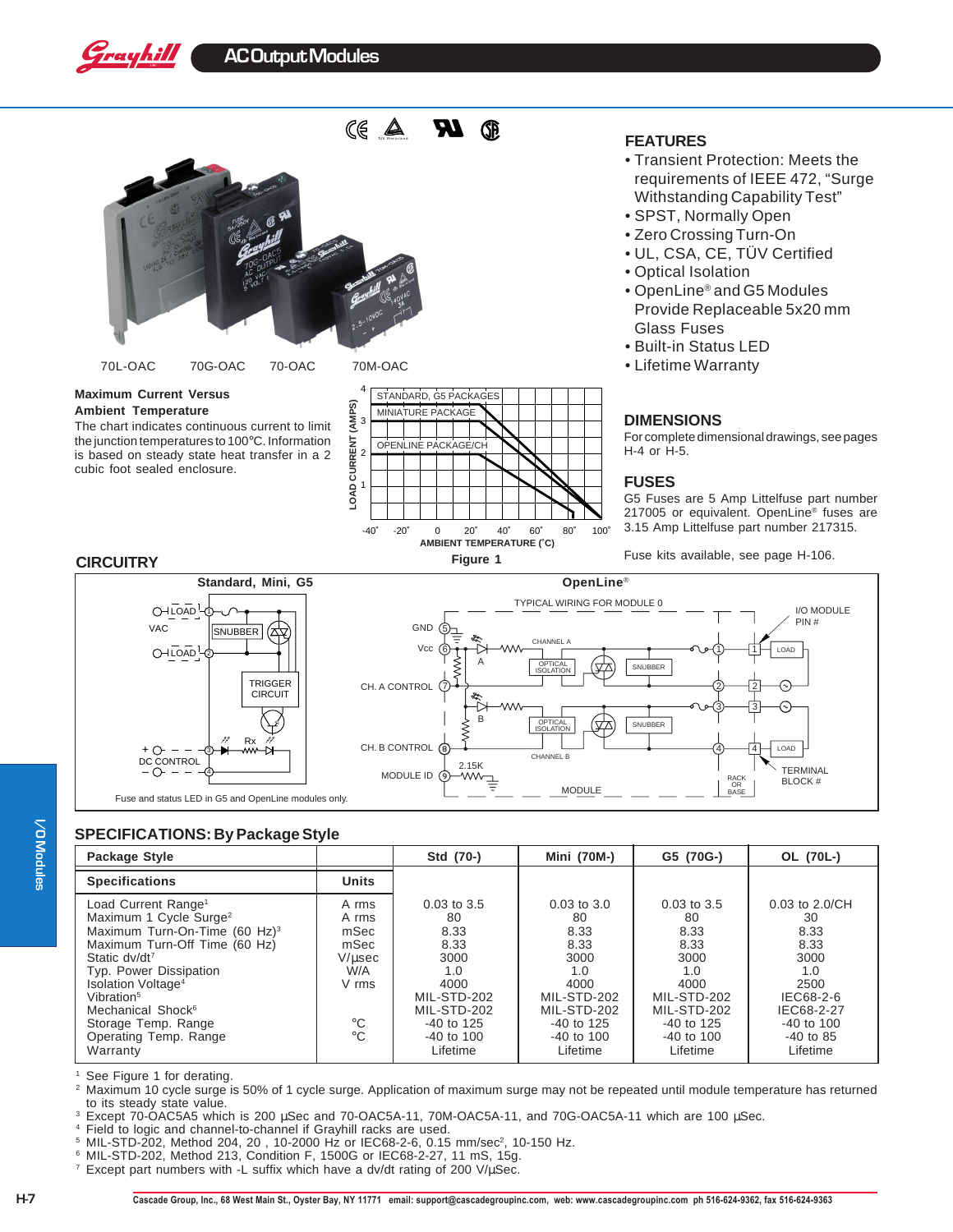# AC Output Modules

70L-OAC 70G-OAC 70-OAC 70M-OAC

## FEATURES

- Transient Protection: Meets the requirements of IEEE 472, “Surge Withstanding Capability Test”
- SPST, Normally Open
- Zero Crossing Turn-On
- UL, CSA, CE, TÜV Certified
- Optical Isolation
- OpenLine® and G5 Modules Provide Replaceable 5x20 mm Glass Fuses
- Built-in Status LED
- Lifetime Warranty

**Maximum Current Versus Ambient Temperature**

The chart indicates continuous current to limit the junction temperatures to 100°C. Information is based on steady state heat transfer in a 2 cubic foot sealed enclosure.

Figure 1

## DIMENSIONS

For complete dimensional drawings, see pages H-4 or H-5.

## FUSES

G5 Fuses are 5 Amp Littelfuse part number 217005 or equivalent. OpenLine® fuses are 3.15 Amp Littelfuse part number 217315.

Fuse kits available, see page H-106.

## CIRCUITRY

Fuse and status LED in G5 and OpenLine modules only.

## SPECIFICATIONS: By Package Style

| Package Style | | Std (70-) | Mini (70M-) | G5 (70G-) | OL (70L-) |
|---|---|---|---|---|---|
| **Specifications** | **Units** | | | | |
| Load Current Range[1] | A rms | 0.03 to 3.5 | 0.03 to 3.0 | 0.03 to 3.5 | 0.03 to 2.0/CH |
| Maximum 1 Cycle Surge[2] | A rms | 80 | 80 | 80 | 30 |
| Maximum Turn-On-Time (60 Hz)[3] | mSec | 8.33 | 8.33 | 8.33 | 8.33 |
| Maximum Turn-Off Time (60 Hz) | mSec | 8.33 | 8.33 | 8.33 | 8.33 |
| Static dv/dt[7] | V/µsec | 3000 | 3000 | 3000 | 3000 |
| Typ. Power Dissipation | W/A | 1.0 | 1.0 | 1.0 | 1.0 |
| Isolation Voltage[4] | V rms | 4000 | 4000 | 4000 | 2500 |
| Vibration[5] | | MIL-STD-202 | MIL-STD-202 | MIL-STD-202 | IEC68-2-6 |
| Mechanical Shock[6] | | MIL-STD-202 | MIL-STD-202 | MIL-STD-202 | IEC68-2-27 |
| Storage Temp. Range | °C | -40 to 125 | -40 to 125 | -40 to 125 | -40 to 100 |
| Operating Temp. Range | °C | -40 to 100 | -40 to 100 | -40 to 100 | -40 to 85 |
| Warranty | | Lifetime | Lifetime | Lifetime | Lifetime |

[1] See Figure 1 for derating.
[2] Maximum 10 cycle surge is 50% of 1 cycle surge. Application of maximum surge may not be repeated until module temperature has returned to its steady state value.
[3] Except 70-OAC5A5 which is 200 µSec and 70-OAC5A-11, 70M-OAC5A-11, and 70G-OAC5A-11 which are 100 µSec.
[4] Field to logic and channel-to-channel if Grayhill racks are used.
[5] MIL-STD-202, Method 204, 20 , 10-2000 Hz or IEC68-2-6, 0.15 mm/sec², 10-150 Hz.
[6] MIL-STD-202, Method 213, Condition F, 1500G or IEC68-2-27, 11 mS, 15g.
[7] Except part numbers with -L suffix which have a dv/dt rating of 200 V/µSec.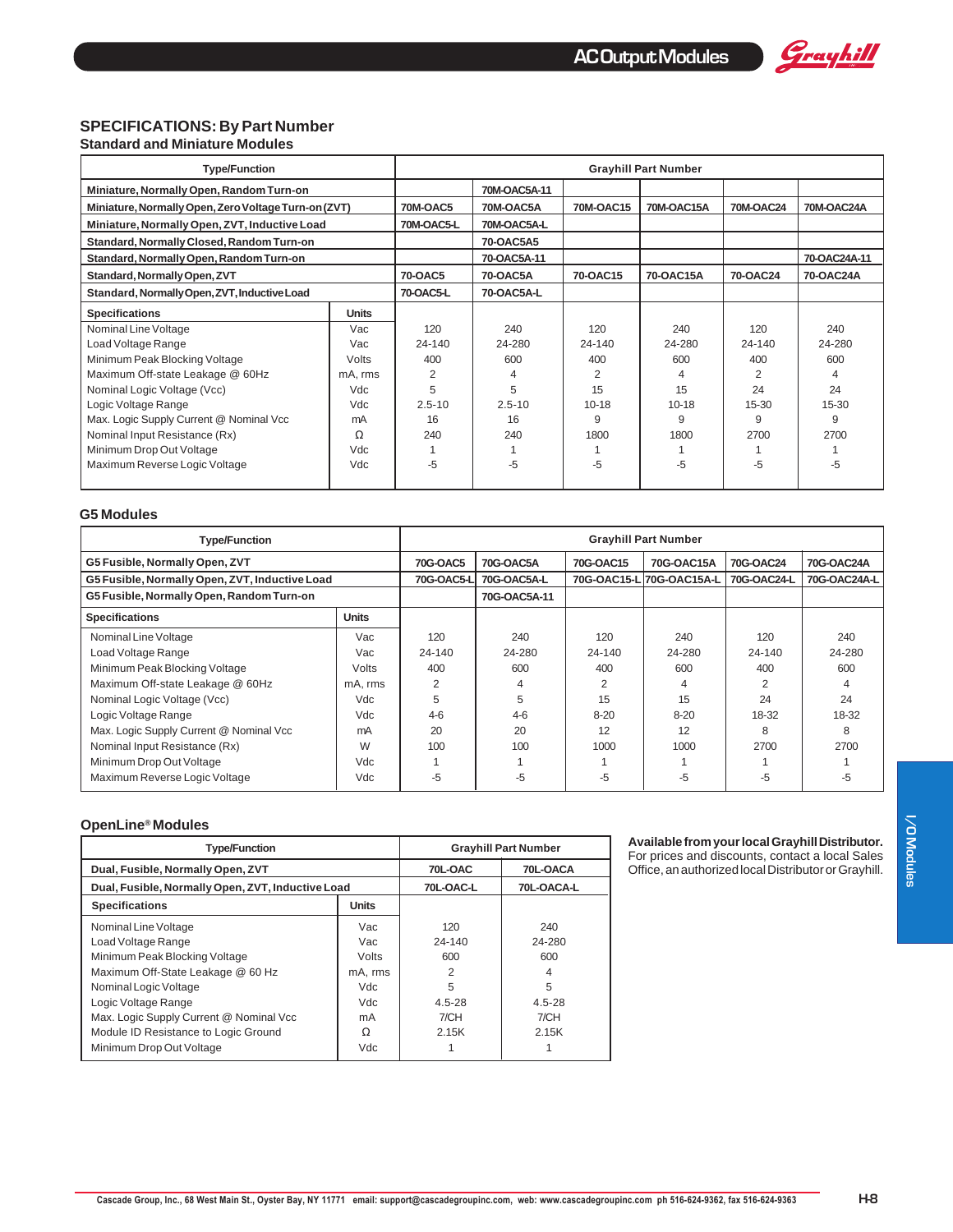## SPECIFICATIONS: By Part Number

### Standard and Miniature Modules

| Type/Function | | Grayhill Part Number | | | | | |
|---|---|---|---|---|---|---|---|
| Miniature, Normally Open, Random Turn-on | | | 70M-OAC5A-11 | | | | |
| Miniature, Normally Open, Zero Voltage Turn-on (ZVT) | | 70M-OAC5 | 70M-OAC5A | 70M-OAC15 | 70M-OAC15A | 70M-OAC24 | 70M-OAC24A |
| Miniature, Normally Open, ZVT, Inductive Load | | 70M-OAC5-L | 70M-OAC5A-L | | | | |
| Standard, Normally Closed, Random Turn-on | | | 70-OAC5A5 | | | | |
| Standard, Normally Open, Random Turn-on | | | 70-OAC5A-11 | | | | 70-OAC24A-11 |
| Standard, Normally Open, ZVT | | 70-OAC5 | 70-OAC5A | 70-OAC15 | 70-OAC15A | 70-OAC24 | 70-OAC24A |
| Standard, Normally Open, ZVT, Inductive Load | | 70-OAC5-L | 70-OAC5A-L | | | | |
| **Specifications** | **Units** | | | | | | |
| Nominal Line Voltage | Vac | 120 | 240 | 120 | 240 | 120 | 240 |
| Load Voltage Range | Vac | 24-140 | 24-280 | 24-140 | 24-280 | 24-140 | 24-280 |
| Minimum Peak Blocking Voltage | Volts | 400 | 600 | 400 | 600 | 400 | 600 |
| Maximum Off-state Leakage @ 60Hz | mA, rms | 2 | 4 | 2 | 4 | 2 | 4 |
| Nominal Logic Voltage (Vcc) | Vdc | 5 | 5 | 15 | 15 | 24 | 24 |
| Logic Voltage Range | Vdc | 2.5-10 | 2.5-10 | 10-18 | 10-18 | 15-30 | 15-30 |
| Max. Logic Supply Current @ Nominal Vcc | mA | 16 | 16 | 9 | 9 | 9 | 9 |
| Nominal Input Resistance (Rx) | Ω | 240 | 240 | 1800 | 1800 | 2700 | 2700 |
| Minimum Drop Out Voltage | Vdc | 1 | 1 | 1 | 1 | 1 | 1 |
| Maximum Reverse Logic Voltage | Vdc | -5 | -5 | -5 | -5 | -5 | -5 |

### G5 Modules

| Type/Function | | Grayhill Part Number | | | | | |
|---|---|---|---|---|---|---|---|
| G5 Fusible, Normally Open, ZVT | | 70G-OAC5 | 70G-OAC5A | 70G-OAC15 | 70G-OAC15A | 70G-OAC24 | 70G-OAC24A |
| G5 Fusible, Normally Open, ZVT, Inductive Load | | 70G-OAC5-L | 70G-OAC5A-L | 70G-OAC15-L | 70G-OAC15A-L | 70G-OAC24-L | 70G-OAC24A-L |
| G5 Fusible, Normally Open, Random Turn-on | | | 70G-OAC5A-11 | | | | |
| **Specifications** | **Units** | | | | | | |
| Nominal Line Voltage | Vac | 120 | 240 | 120 | 240 | 120 | 240 |
| Load Voltage Range | Vac | 24-140 | 24-280 | 24-140 | 24-280 | 24-140 | 24-280 |
| Minimum Peak Blocking Voltage | Volts | 400 | 600 | 400 | 600 | 400 | 600 |
| Maximum Off-state Leakage @ 60Hz | mA, rms | 2 | 4 | 2 | 4 | 2 | 4 |
| Nominal Logic Voltage (Vcc) | Vdc | 5 | 5 | 15 | 15 | 24 | 24 |
| Logic Voltage Range | Vdc | 4-6 | 4-6 | 8-20 | 8-20 | 18-32 | 18-32 |
| Max. Logic Supply Current @ Nominal Vcc | mA | 20 | 20 | 12 | 12 | 8 | 8 |
| Nominal Input Resistance (Rx) | W | 100 | 100 | 1000 | 1000 | 2700 | 2700 |
| Minimum Drop Out Voltage | Vdc | 1 | 1 | 1 | 1 | 1 | 1 |
| Maximum Reverse Logic Voltage | Vdc | -5 | -5 | -5 | -5 | -5 | -5 |

### OpenLine® Modules

| Type/Function | | Grayhill Part Number | |
|---|---|---|---|
| Dual, Fusible, Normally Open, ZVT | | 70L-OAC | 70L-OACA |
| Dual, Fusible, Normally Open, ZVT, Inductive Load | | 70L-OAC-L | 70L-OACA-L |
| **Specifications** | **Units** | | |
| Nominal Line Voltage | Vac | 120 | 240 |
| Load Voltage Range | Vac | 24-140 | 24-280 |
| Minimum Peak Blocking Voltage | Volts | 600 | 600 |
| Maximum Off-State Leakage @ 60 Hz | mA, rms | 2 | 4 |
| Nominal Logic Voltage | Vdc | 5 | 5 |
| Logic Voltage Range | Vdc | 4.5-28 | 4.5-28 |
| Max. Logic Supply Current @ Nominal Vcc | mA | 7/CH | 7/CH |
| Module ID Resistance to Logic Ground | Ω | 2.15K | 2.15K |
| Minimum Drop Out Voltage | Vdc | 1 | 1 |

**Available from your local Grayhill Distributor.** For prices and discounts, contact a local Sales Office, an authorized local Distributor or Grayhill.